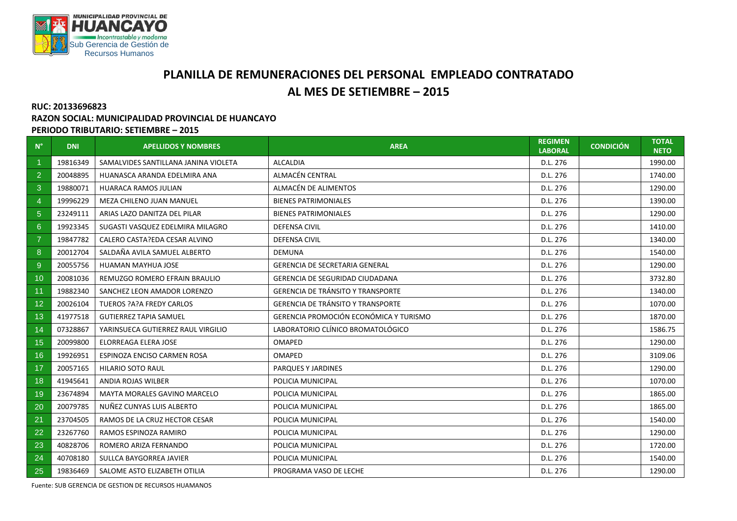MUNICIPALIDAD PROVINCIAL DE HUANCAYO
Incontrastable y moderna
Sub Gerencia de Gestión de Recursos Humanos

# PLANILLA DE REMUNERACIONES DEL PERSONAL EMPLEADO CONTRATADO

## AL MES DE SETIEMBRE – 2015

**RUC: 20133696823**

**RAZON SOCIAL: MUNICIPALIDAD PROVINCIAL DE HUANCAYO**

**PERIODO TRIBUTARIO: SETIEMBRE – 2015**

| N° | DNI | APELLIDOS Y NOMBRES | AREA | REGIMEN LABORAL | CONDICIÓN | TOTAL NETO |
|---|---|---|---|---|---|---|
| 1 | 19816349 | SAMALVIDES SANTILLANA JANINA VIOLETA | ALCALDIA | D.L. 276 | | 1990.00 |
| 2 | 20048895 | HUANASCA ARANDA EDELMIRA ANA | ALMACÉN CENTRAL | D.L. 276 | | 1740.00 |
| 3 | 19880071 | HUARACA RAMOS JULIAN | ALMACÉN DE ALIMENTOS | D.L. 276 | | 1290.00 |
| 4 | 19996229 | MEZA CHILENO JUAN MANUEL | BIENES PATRIMONIALES | D.L. 276 | | 1390.00 |
| 5 | 23249111 | ARIAS LAZO DANITZA DEL PILAR | BIENES PATRIMONIALES | D.L. 276 | | 1290.00 |
| 6 | 19923345 | SUGASTI VASQUEZ EDELMIRA MILAGRO | DEFENSA CIVIL | D.L. 276 | | 1410.00 |
| 7 | 19847782 | CALERO CASTA?EDA CESAR ALVINO | DEFENSA CIVIL | D.L. 276 | | 1340.00 |
| 8 | 20012704 | SALDAÑA AVILA SAMUEL ALBERTO | DEMUNA | D.L. 276 | | 1540.00 |
| 9 | 20055756 | HUAMAN MAYHUA JOSE | GERENCIA DE SECRETARIA GENERAL | D.L. 276 | | 1290.00 |
| 10 | 20081036 | REMUZGO ROMERO EFRAIN BRAULIO | GERENCIA DE SEGURIDAD CIUDADANA | D.L. 276 | | 3732.80 |
| 11 | 19882340 | SANCHEZ LEON AMADOR LORENZO | GERENCIA DE TRÁNSITO Y TRANSPORTE | D.L. 276 | | 1340.00 |
| 12 | 20026104 | TUEROS ?A?A FREDY CARLOS | GERENCIA DE TRÁNSITO Y TRANSPORTE | D.L. 276 | | 1070.00 |
| 13 | 41977518 | GUTIERREZ TAPIA SAMUEL | GERENCIA PROMOCIÓN ECONÓMICA Y TURISMO | D.L. 276 | | 1870.00 |
| 14 | 07328867 | YARINSUECA GUTIERREZ RAUL VIRGILIO | LABORATORIO CLÍNICO BROMATOLÓGICO | D.L. 276 | | 1586.75 |
| 15 | 20099800 | ELORREAGA ELERA JOSE | OMAPED | D.L. 276 | | 1290.00 |
| 16 | 19926951 | ESPINOZA ENCISO CARMEN ROSA | OMAPED | D.L. 276 | | 3109.06 |
| 17 | 20057165 | HILARIO SOTO RAUL | PARQUES Y JARDINES | D.L. 276 | | 1290.00 |
| 18 | 41945641 | ANDIA ROJAS WILBER | POLICIA MUNICIPAL | D.L. 276 | | 1070.00 |
| 19 | 23674894 | MAYTA MORALES GAVINO MARCELO | POLICIA MUNICIPAL | D.L. 276 | | 1865.00 |
| 20 | 20079785 | NUÑEZ CUNYAS LUIS ALBERTO | POLICIA MUNICIPAL | D.L. 276 | | 1865.00 |
| 21 | 23704505 | RAMOS DE LA CRUZ HECTOR CESAR | POLICIA MUNICIPAL | D.L. 276 | | 1540.00 |
| 22 | 23267760 | RAMOS ESPINOZA RAMIRO | POLICIA MUNICIPAL | D.L. 276 | | 1290.00 |
| 23 | 40828706 | ROMERO ARIZA FERNANDO | POLICIA MUNICIPAL | D.L. 276 | | 1720.00 |
| 24 | 40708180 | SULLCA BAYGORREA JAVIER | POLICIA MUNICIPAL | D.L. 276 | | 1540.00 |
| 25 | 19836469 | SALOME ASTO ELIZABETH OTILIA | PROGRAMA VASO DE LECHE | D.L. 276 | | 1290.00 |

Fuente: SUB GERENCIA DE GESTION DE RECURSOS HUAMANOS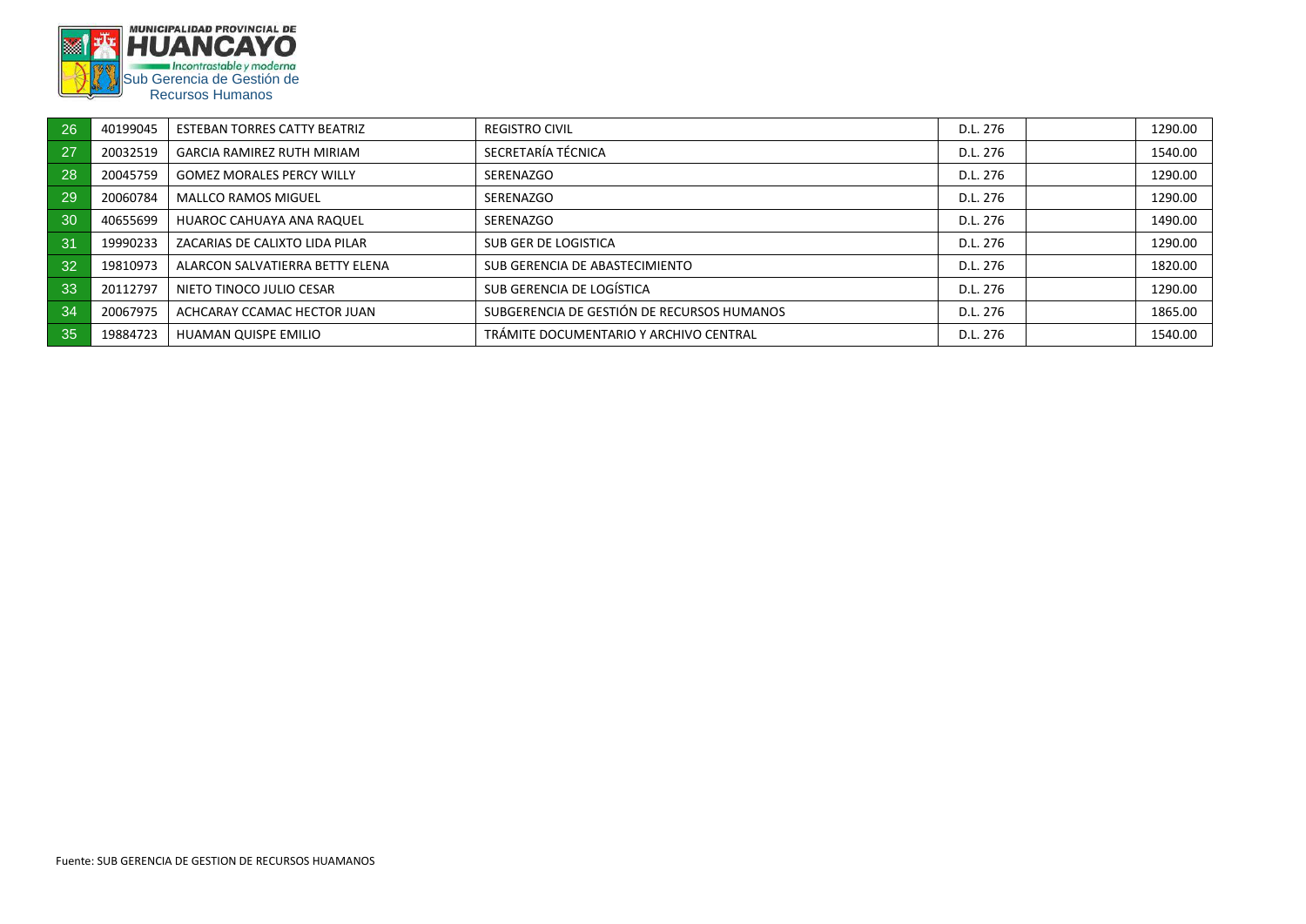| | | | | | | |
|---|---|---|---|---|---|---|
| 26 | 40199045 | ESTEBAN TORRES CATTY BEATRIZ | REGISTRO CIVIL | D.L. 276 | | 1290.00 |
| 27 | 20032519 | GARCIA RAMIREZ RUTH MIRIAM | SECRETARÍA TÉCNICA | D.L. 276 | | 1540.00 |
| 28 | 20045759 | GOMEZ MORALES PERCY WILLY | SERENAZGO | D.L. 276 | | 1290.00 |
| 29 | 20060784 | MALLCO RAMOS MIGUEL | SERENAZGO | D.L. 276 | | 1290.00 |
| 30 | 40655699 | HUAROC CAHUAYA ANA RAQUEL | SERENAZGO | D.L. 276 | | 1490.00 |
| 31 | 19990233 | ZACARIAS DE CALIXTO LIDA PILAR | SUB GER DE LOGISTICA | D.L. 276 | | 1290.00 |
| 32 | 19810973 | ALARCON SALVATIERRA BETTY ELENA | SUB GERENCIA DE ABASTECIMIENTO | D.L. 276 | | 1820.00 |
| 33 | 20112797 | NIETO TINOCO JULIO CESAR | SUB GERENCIA DE LOGÍSTICA | D.L. 276 | | 1290.00 |
| 34 | 20067975 | ACHCARAY CCAMAC HECTOR JUAN | SUBGERENCIA DE GESTIÓN DE RECURSOS HUMANOS | D.L. 276 | | 1865.00 |
| 35 | 19884723 | HUAMAN QUISPE EMILIO | TRÁMITE DOCUMENTARIO Y ARCHIVO CENTRAL | D.L. 276 | | 1540.00 |

Fuente: SUB GERENCIA DE GESTION DE RECURSOS HUAMANOS